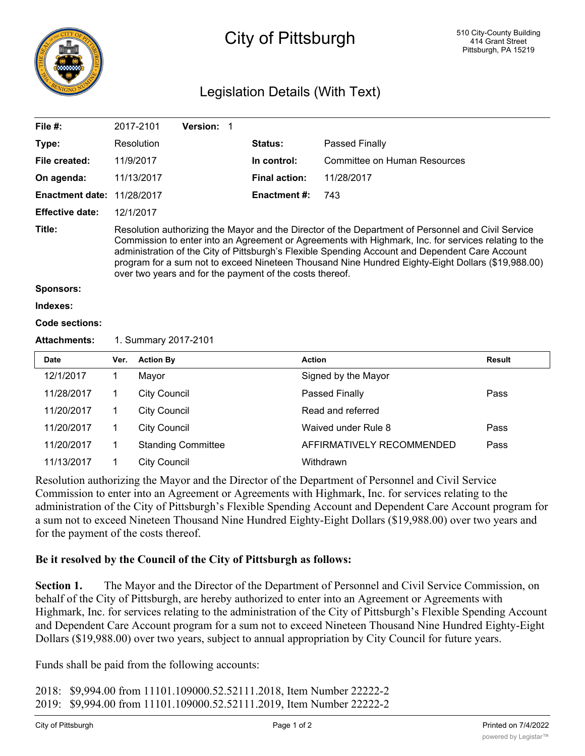# City of Pittsburgh

510 City-County Building
414 Grant Street
Pittsburgh, PA 15219

## Legislation Details (With Text)

| | | | |
|---|---|---|---|
| **File #:** | 2017-2101 **Version:** 1 | | |
| **Type:** | Resolution | **Status:** | Passed Finally |
| **File created:** | 11/9/2017 | **In control:** | Committee on Human Resources |
| **On agenda:** | 11/13/2017 | **Final action:** | 11/28/2017 |
| **Enactment date:** | 11/28/2017 | **Enactment #:** | 743 |
| **Effective date:** | 12/1/2017 | | |

**Title:** Resolution authorizing the Mayor and the Director of the Department of Personnel and Civil Service Commission to enter into an Agreement or Agreements with Highmark, Inc. for services relating to the administration of the City of Pittsburgh's Flexible Spending Account and Dependent Care Account program for a sum not to exceed Nineteen Thousand Nine Hundred Eighty-Eight Dollars ($19,988.00) over two years and for the payment of the costs thereof.

**Sponsors:**

**Indexes:**

**Code sections:**

**Attachments:** 1. Summary 2017-2101

| Date | Ver. | Action By | Action | Result |
|---|---|---|---|---|
| 12/1/2017 | 1 | Mayor | Signed by the Mayor | |
| 11/28/2017 | 1 | City Council | Passed Finally | Pass |
| 11/20/2017 | 1 | City Council | Read and referred | |
| 11/20/2017 | 1 | City Council | Waived under Rule 8 | Pass |
| 11/20/2017 | 1 | Standing Committee | AFFIRMATIVELY RECOMMENDED | Pass |
| 11/13/2017 | 1 | City Council | Withdrawn | |

Resolution authorizing the Mayor and the Director of the Department of Personnel and Civil Service Commission to enter into an Agreement or Agreements with Highmark, Inc. for services relating to the administration of the City of Pittsburgh's Flexible Spending Account and Dependent Care Account program for a sum not to exceed Nineteen Thousand Nine Hundred Eighty-Eight Dollars ($19,988.00) over two years and for the payment of the costs thereof.

**Be it resolved by the Council of the City of Pittsburgh as follows:**

**Section 1.** The Mayor and the Director of the Department of Personnel and Civil Service Commission, on behalf of the City of Pittsburgh, are hereby authorized to enter into an Agreement or Agreements with Highmark, Inc. for services relating to the administration of the City of Pittsburgh's Flexible Spending Account and Dependent Care Account program for a sum not to exceed Nineteen Thousand Nine Hundred Eighty-Eight Dollars ($19,988.00) over two years, subject to annual appropriation by City Council for future years.

Funds shall be paid from the following accounts:

2018: $9,994.00 from 11101.109000.52.52111.2018, Item Number 22222-2
2019: $9,994.00 from 11101.109000.52.52111.2019, Item Number 22222-2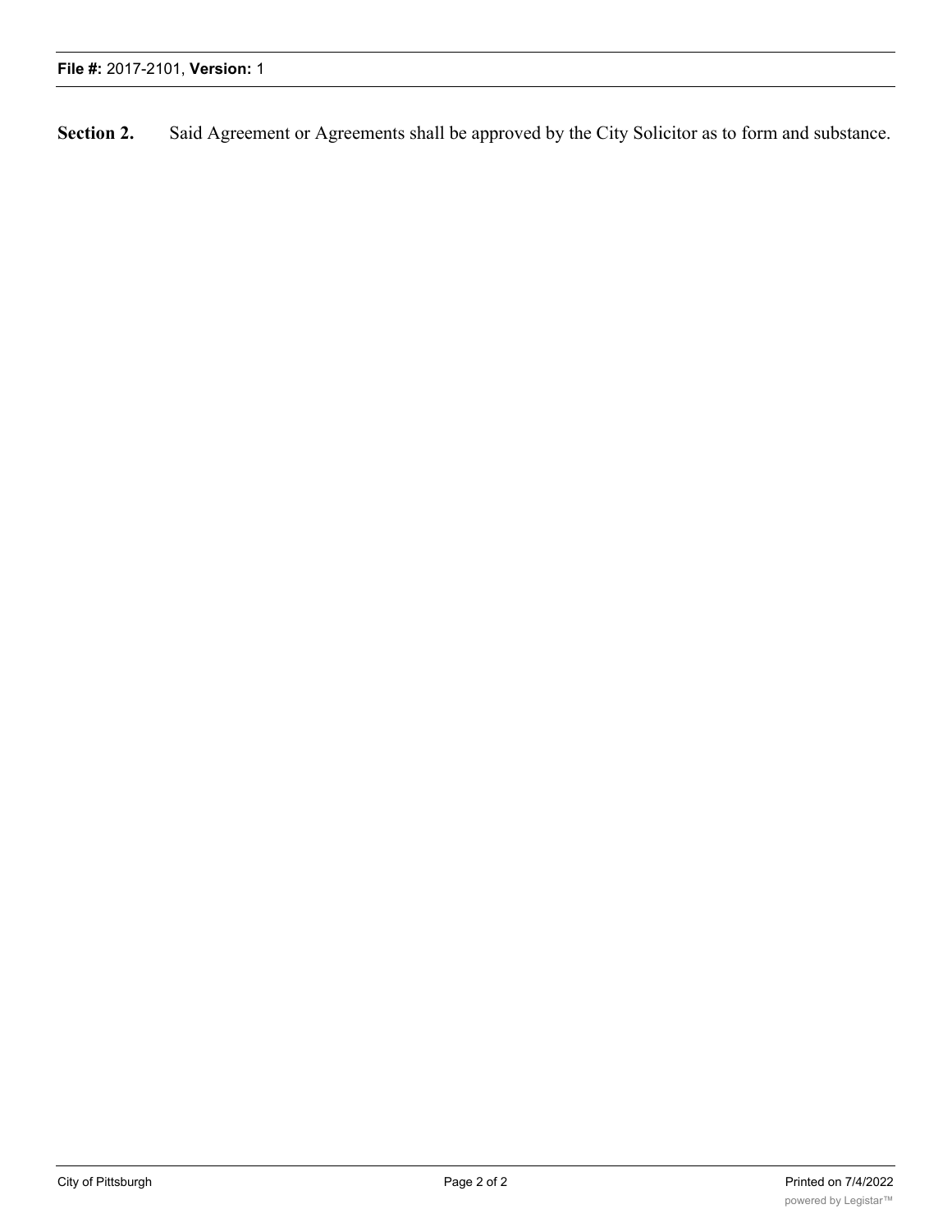**Section 2.** Said Agreement or Agreements shall be approved by the City Solicitor as to form and substance.